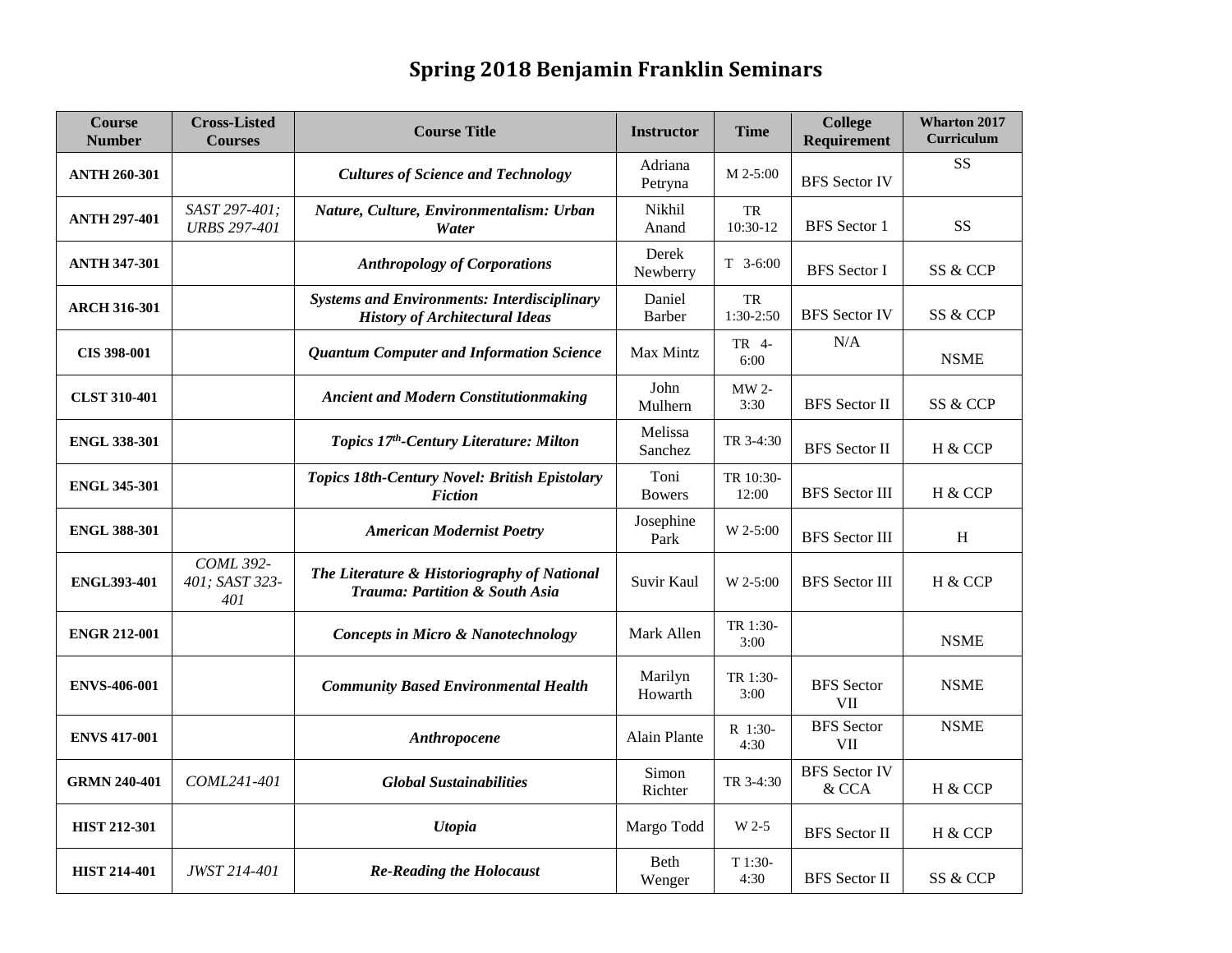# Spring 2018 Benjamin Franklin Seminars

| Course Number | Cross-Listed Courses | Course Title | Instructor | Time | College Requirement | Wharton 2017 Curriculum |
|---|---|---|---|---|---|---|
| **ANTH 260-301** | | ***Cultures of Science and Technology*** | Adriana Petryna | M 2-5:00 | BFS Sector IV | SS |
| **ANTH 297-401** | *SAST 297-401; URBS 297-401* | ***Nature, Culture, Environmentalism: Urban Water*** | Nikhil Anand | TR 10:30-12 | BFS Sector 1 | SS |
| **ANTH 347-301** | | ***Anthropology of Corporations*** | Derek Newberry | T 3-6:00 | BFS Sector I | SS & CCP |
| **ARCH 316-301** | | ***Systems and Environments: Interdisciplinary History of Architectural Ideas*** | Daniel Barber | TR 1:30-2:50 | BFS Sector IV | SS & CCP |
| **CIS 398-001** | | ***Quantum Computer and Information Science*** | Max Mintz | TR 4-6:00 | N/A | NSME |
| **CLST 310-401** | | ***Ancient and Modern Constitutionmaking*** | John Mulhern | MW 2-3:30 | BFS Sector II | SS & CCP |
| **ENGL 338-301** | | ***Topics 17th-Century Literature: Milton*** | Melissa Sanchez | TR 3-4:30 | BFS Sector II | H & CCP |
| **ENGL 345-301** | | ***Topics 18th-Century Novel: British Epistolary Fiction*** | Toni Bowers | TR 10:30-12:00 | BFS Sector III | H & CCP |
| **ENGL 388-301** | | ***American Modernist Poetry*** | Josephine Park | W 2-5:00 | BFS Sector III | H |
| **ENGL393-401** | *COML 392-401; SAST 323-401* | ***The Literature & Historiography of National Trauma: Partition & South Asia*** | Suvir Kaul | W 2-5:00 | BFS Sector III | H & CCP |
| **ENGR 212-001** | | ***Concepts in Micro & Nanotechnology*** | Mark Allen | TR 1:30-3:00 | | NSME |
| **ENVS-406-001** | | ***Community Based Environmental Health*** | Marilyn Howarth | TR 1:30-3:00 | BFS Sector VII | NSME |
| **ENVS 417-001** | | ***Anthropocene*** | Alain Plante | R 1:30-4:30 | BFS Sector VII | NSME |
| **GRMN 240-401** | *COML241-401* | ***Global Sustainabilities*** | Simon Richter | TR 3-4:30 | BFS Sector IV & CCA | H & CCP |
| **HIST 212-301** | | ***Utopia*** | Margo Todd | W 2-5 | BFS Sector II | H & CCP |
| **HIST 214-401** | *JWST 214-401* | ***Re-Reading the Holocaust*** | Beth Wenger | T 1:30-4:30 | BFS Sector II | SS & CCP |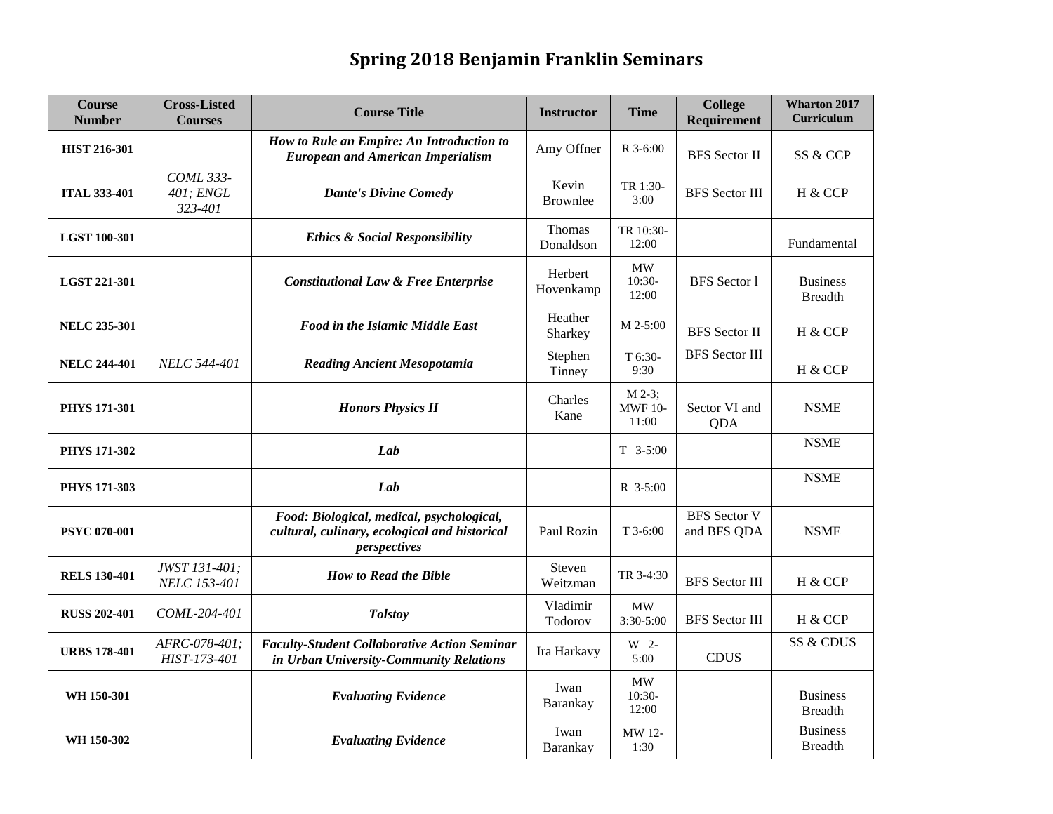# Spring 2018 Benjamin Franklin Seminars

| Course Number | Cross-Listed Courses | Course Title | Instructor | Time | College Requirement | Wharton 2017 Curriculum |
|---|---|---|---|---|---|---|
| **HIST 216-301** | | ***How to Rule an Empire: An Introduction to European and American Imperialism*** | Amy Offner | R 3-6:00 | BFS Sector II | SS & CCP |
| **ITAL 333-401** | *COML 333-401; ENGL 323-401* | ***Dante's Divine Comedy*** | Kevin Brownlee | TR 1:30-3:00 | BFS Sector III | H & CCP |
| **LGST 100-301** | | ***Ethics & Social Responsibility*** | Thomas Donaldson | TR 10:30-12:00 | | Fundamental |
| **LGST 221-301** | | ***Constitutional Law & Free Enterprise*** | Herbert Hovenkamp | MW 10:30-12:00 | BFS Sector l | Business Breadth |
| **NELC 235-301** | | ***Food in the Islamic Middle East*** | Heather Sharkey | M 2-5:00 | BFS Sector II | H & CCP |
| **NELC 244-401** | *NELC 544-401* | ***Reading Ancient Mesopotamia*** | Stephen Tinney | T 6:30-9:30 | BFS Sector III | H & CCP |
| **PHYS 171-301** | | ***Honors Physics II*** | Charles Kane | M 2-3; MWF 10-11:00 | Sector VI and QDA | NSME |
| **PHYS 171-302** | | ***Lab*** | | T 3-5:00 | | NSME |
| **PHYS 171-303** | | ***Lab*** | | R 3-5:00 | | NSME |
| **PSYC 070-001** | | ***Food: Biological, medical, psychological, cultural, culinary, ecological and historical perspectives*** | Paul Rozin | T 3-6:00 | BFS Sector V and BFS QDA | NSME |
| **RELS 130-401** | *JWST 131-401; NELC 153-401* | ***How to Read the Bible*** | Steven Weitzman | TR 3-4:30 | BFS Sector III | H & CCP |
| **RUSS 202-401** | *COML-204-401* | ***Tolstoy*** | Vladimir Todorov | MW 3:30-5:00 | BFS Sector III | H & CCP |
| **URBS 178-401** | *AFRC-078-401; HIST-173-401* | ***Faculty-Student Collaborative Action Seminar in Urban University-Community Relations*** | Ira Harkavy | W 2-5:00 | CDUS | SS & CDUS |
| **WH 150-301** | | ***Evaluating Evidence*** | Iwan Barankay | MW 10:30-12:00 | | Business Breadth |
| **WH 150-302** | | ***Evaluating Evidence*** | Iwan Barankay | MW 12-1:30 | | Business Breadth |